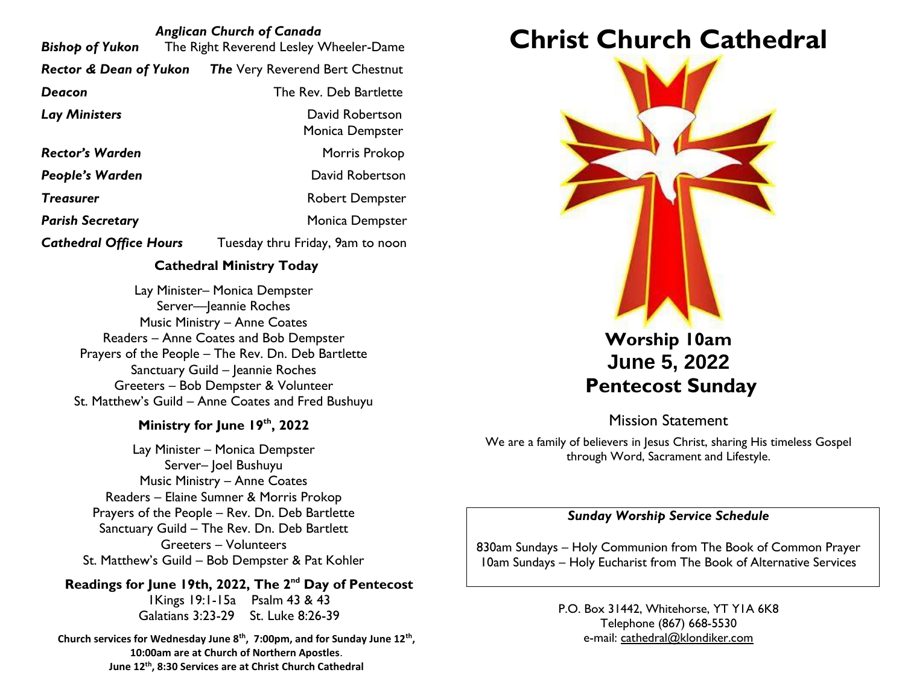*Anglican Church of Canada*

| | |
|---|---|
| ***Bishop of Yukon*** | The Right Reverend Lesley Wheeler-Dame |
| ***Rector & Dean of Yukon*** | ***The*** Very Reverend Bert Chestnut |
| ***Deacon*** | The Rev. Deb Bartlette |
| ***Lay Ministers*** | David Robertson<br>Monica Dempster |
| ***Rector's Warden*** | Morris Prokop |
| ***People's Warden*** | David Robertson |
| ***Treasurer*** | Robert Dempster |
| ***Parish Secretary*** | Monica Dempster |
| ***Cathedral Office Hours*** | Tuesday thru Friday, 9am to noon |

**Cathedral Ministry Today**

Lay Minister– Monica Dempster
Server—Jeannie Roches
Music Ministry – Anne Coates
Readers – Anne Coates and Bob Dempster
Prayers of the People – The Rev. Dn. Deb Bartlette
Sanctuary Guild – Jeannie Roches
Greeters – Bob Dempster & Volunteer
St. Matthew's Guild – Anne Coates and Fred Bushuyu

**Ministry for June 19th, 2022**

Lay Minister – Monica Dempster
Server– Joel Bushuyu
Music Ministry – Anne Coates
Readers – Elaine Sumner & Morris Prokop
Prayers of the People – Rev. Dn. Deb Bartlette
Sanctuary Guild – The Rev. Dn. Deb Bartlett
Greeters – Volunteers
St. Matthew's Guild – Bob Dempster & Pat Kohler

**Readings for June 19th, 2022, The 2nd Day of Pentecost**

1Kings 19:1-15a Psalm 43 & 43
Galatians 3:23-29 St. Luke 8:26-39

**Church services for Wednesday June 8th, 7:00pm, and for Sunday June 12th, 10:00am are at Church of Northern Apostles.**
**June 12th, 8:30 Services are at Christ Church Cathedral**

# Christ Church Cathedral

## Worship 10am
## June 5, 2022
## Pentecost Sunday

Mission Statement

We are a family of believers in Jesus Christ, sharing His timeless Gospel through Word, Sacrament and Lifestyle.

***Sunday Worship Service Schedule***

830am Sundays – Holy Communion from The Book of Common Prayer
10am Sundays – Holy Eucharist from The Book of Alternative Services

P.O. Box 31442, Whitehorse, YT Y1A 6K8
Telephone (867) 668-5530
e-mail: cathedral@klondiker.com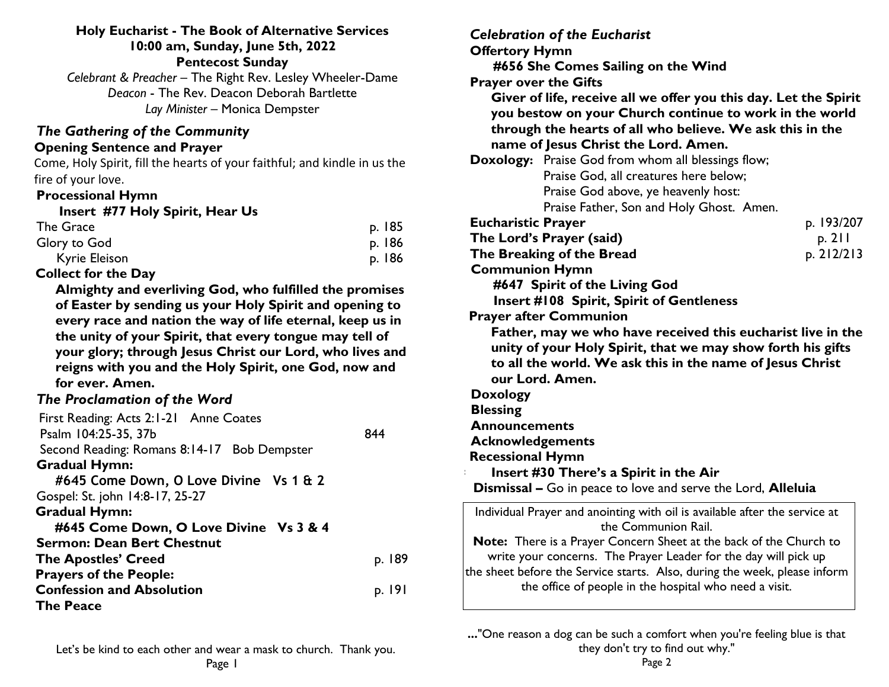## Holy Eucharist - The Book of Alternative Services
### 10:00 am, Sunday, June 5th, 2022
### Pentecost Sunday

*Celebrant & Preacher* – The Right Rev. Lesley Wheeler-Dame
*Deacon* - The Rev. Deacon Deborah Bartlette
*Lay Minister* – Monica Dempster

### *The Gathering of the Community*

**Opening Sentence and Prayer**

Come, Holy Spirit, fill the hearts of your faithful; and kindle in us the fire of your love.

**Processional Hymn**

**Insert #77 Holy Spirit, Hear Us**

The Grace p. 185
Glory to God p. 186
Kyrie Eleison p. 186

**Collect for the Day**

**Almighty and everliving God, who fulfilled the promises of Easter by sending us your Holy Spirit and opening to every race and nation the way of life eternal, keep us in the unity of your Spirit, that every tongue may tell of your glory; through Jesus Christ our Lord, who lives and reigns with you and the Holy Spirit, one God, now and for ever. Amen.**

### *The Proclamation of the Word*

First Reading: Acts 2:1-21 Anne Coates
Psalm 104:25-35, 37b 844
Second Reading: Romans 8:14-17 Bob Dempster

**Gradual Hymn:**

**#645 Come Down, O Love Divine Vs 1 & 2**

Gospel: St. john 14:8-17, 25-27

**Gradual Hymn:**

**#645 Come Down, O Love Divine Vs 3 & 4**

**Sermon: Dean Bert Chestnut**

**The Apostles' Creed** p. 189

**Prayers of the People:**

**Confession and Absolution** p. 191

**The Peace**

Let's be kind to each other and wear a mask to church. Thank you.

### *Celebration of the Eucharist*

**Offertory Hymn**

**#656 She Comes Sailing on the Wind**

**Prayer over the Gifts**

**Giver of life, receive all we offer you this day. Let the Spirit you bestow on your Church continue to work in the world through the hearts of all who believe. We ask this in the name of Jesus Christ the Lord. Amen.**

**Doxology:** Praise God from whom all blessings flow;
Praise God, all creatures here below;
Praise God above, ye heavenly host:
Praise Father, Son and Holy Ghost. Amen.

**Eucharistic Prayer** p. 193/207
**The Lord's Prayer (said)** p. 211
**The Breaking of the Bread** p. 212/213

**Communion Hymn**

**#647 Spirit of the Living God**
**Insert #108 Spirit, Spirit of Gentleness**

**Prayer after Communion**

**Father, may we who have received this eucharist live in the unity of your Holy Spirit, that we may show forth his gifts to all the world. We ask this in the name of Jesus Christ our Lord. Amen.**

**Doxology**

**Blessing**

**Announcements**

**Acknowledgements**

**Recessional Hymn**

**Insert #30 There's a Spirit in the Air**

**Dismissal –** Go in peace to love and serve the Lord, **Alleluia**

Individual Prayer and anointing with oil is available after the service at the Communion Rail.

**Note:** There is a Prayer Concern Sheet at the back of the Church to write your concerns. The Prayer Leader for the day will pick up the sheet before the Service starts. Also, during the week, please inform the office of people in the hospital who need a visit.

**...**"One reason a dog can be such a comfort when you're feeling blue is that they don't try to find out why."